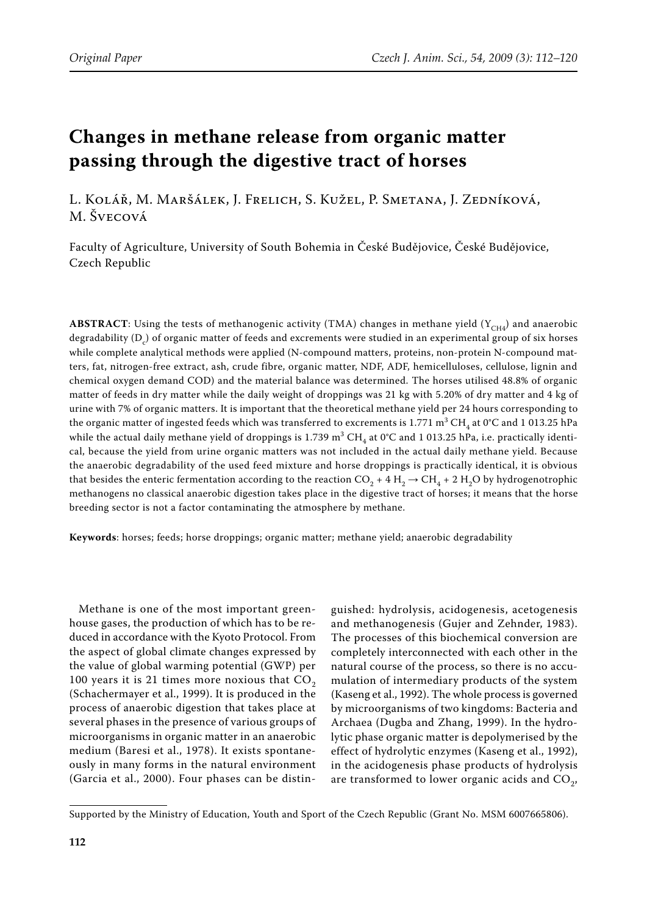Original Paper

# Changes in methane release from organic matter passing through the digestive tract of horses

L. Kolář, M. Maršálek, J. Frelich, S. Kužel, P. Smetana, J. Zedníková, M. Švecová

Faculty of Agriculture, University of South Bohemia in České Budějovice, České Budějovice, Czech Republic

**ABSTRACT**: Using the tests of methanogenic activity (TMA) changes in methane yield ($Y_{CH4}$) and anaerobic degradability ($D_c$) of organic matter of feeds and excrements were studied in an experimental group of six horses while complete analytical methods were applied (N-compound matters, proteins, non-protein N-compound matters, fat, nitrogen-free extract, ash, crude fibre, organic matter, NDF, ADF, hemicelluloses, cellulose, lignin and chemical oxygen demand COD) and the material balance was determined. The horses utilised 48.8% of organic matter of feeds in dry matter while the daily weight of droppings was 21 kg with 5.20% of dry matter and 4 kg of urine with 7% of organic matters. It is important that the theoretical methane yield per 24 hours corresponding to the organic matter of ingested feeds which was transferred to excrements is 1.771 $m^3$ $CH_4$ at 0°C and 1 013.25 hPa while the actual daily methane yield of droppings is 1.739 $m^3$ $CH_4$ at 0°C and 1 013.25 hPa, i.e. practically identical, because the yield from urine organic matters was not included in the actual daily methane yield. Because the anaerobic degradability of the used feed mixture and horse droppings is practically identical, it is obvious that besides the enteric fermentation according to the reaction $CO_2 + 4\ H_2 \rightarrow CH_4 + 2\ H_2O$ by hydrogenotrophic methanogens no classical anaerobic digestion takes place in the digestive tract of horses; it means that the horse breeding sector is not a factor contaminating the atmosphere by methane.

**Keywords**: horses; feeds; horse droppings; organic matter; methane yield; anaerobic degradability

Methane is one of the most important greenhouse gases, the production of which has to be reduced in accordance with the Kyoto Protocol. From the aspect of global climate changes expressed by the value of global warming potential (GWP) per 100 years it is 21 times more noxious that $CO_2$ (Schachermayer et al., 1999). It is produced in the process of anaerobic digestion that takes place at several phases in the presence of various groups of microorganisms in organic matter in an anaerobic medium (Baresi et al., 1978). It exists spontaneously in many forms in the natural environment (Garcia et al., 2000). Four phases can be distinguished: hydrolysis, acidogenesis, acetogenesis and methanogenesis (Gujer and Zehnder, 1983). The processes of this biochemical conversion are completely interconnected with each other in the natural course of the process, so there is no accumulation of intermediary products of the system (Kaseng et al., 1992). The whole process is governed by microorganisms of two kingdoms: Bacteria and Archaea (Dugba and Zhang, 1999). In the hydrolytic phase organic matter is depolymerised by the effect of hydrolytic enzymes (Kaseng et al., 1992), in the acidogenesis phase products of hydrolysis are transformed to lower organic acids and $CO_2$,

Supported by the Ministry of Education, Youth and Sport of the Czech Republic (Grant No. MSM 6007665806).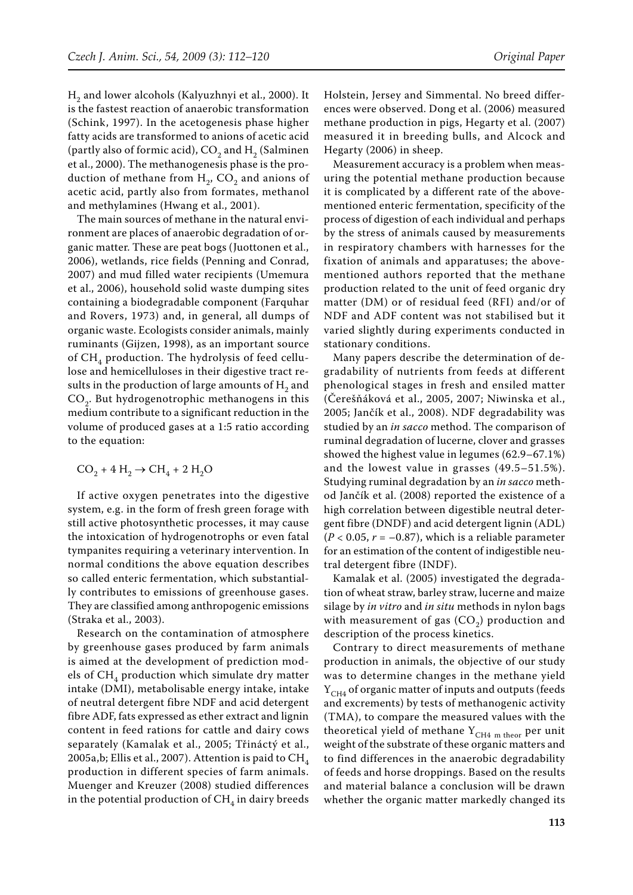$H_2$ and lower alcohols (Kalyuzhnyi et al., 2000). It is the fastest reaction of anaerobic transformation (Schink, 1997). In the acetogenesis phase higher fatty acids are transformed to anions of acetic acid (partly also of formic acid), $CO_2$ and $H_2$ (Salminen et al., 2000). The methanogenesis phase is the production of methane from $H_2$, $CO_2$ and anions of acetic acid, partly also from formates, methanol and methylamines (Hwang et al., 2001).

The main sources of methane in the natural environment are places of anaerobic degradation of organic matter. These are peat bogs (Juottonen et al., 2006), wetlands, rice fields (Penning and Conrad, 2007) and mud filled water recipients (Umemura et al., 2006), household solid waste dumping sites containing a biodegradable component (Farquhar and Rovers, 1973) and, in general, all dumps of organic waste. Ecologists consider animals, mainly ruminants (Gijzen, 1998), as an important source of $CH_4$ production. The hydrolysis of feed cellulose and hemicelluloses in their digestive tract results in the production of large amounts of $H_2$ and $CO_2$. But hydrogenotrophic methanogens in this medium contribute to a significant reduction in the volume of produced gases at a 1:5 ratio according to the equation:

$$CO_2 + 4\,H_2 \rightarrow CH_4 + 2\,H_2O$$

If active oxygen penetrates into the digestive system, e.g. in the form of fresh green forage with still active photosynthetic processes, it may cause the intoxication of hydrogenotrophs or even fatal tympanites requiring a veterinary intervention. In normal conditions the above equation describes so called enteric fermentation, which substantially contributes to emissions of greenhouse gases. They are classified among anthropogenic emissions (Straka et al., 2003).

Research on the contamination of atmosphere by greenhouse gases produced by farm animals is aimed at the development of prediction models of $CH_4$ production which simulate dry matter intake (DMI), metabolisable energy intake, intake of neutral detergent fibre NDF and acid detergent fibre ADF, fats expressed as ether extract and lignin content in feed rations for cattle and dairy cows separately (Kamalak et al., 2005; Třináctý et al., 2005a,b; Ellis et al., 2007). Attention is paid to $CH_4$ production in different species of farm animals. Muenger and Kreuzer (2008) studied differences in the potential production of $CH_4$ in dairy breeds Holstein, Jersey and Simmental. No breed differences were observed. Dong et al. (2006) measured methane production in pigs, Hegarty et al. (2007) measured it in breeding bulls, and Alcock and Hegarty (2006) in sheep.

Measurement accuracy is a problem when measuring the potential methane production because it is complicated by a different rate of the above-mentioned enteric fermentation, specificity of the process of digestion of each individual and perhaps by the stress of animals caused by measurements in respiratory chambers with harnesses for the fixation of animals and apparatuses; the above-mentioned authors reported that the methane production related to the unit of feed organic dry matter (DM) or of residual feed (RFI) and/or of NDF and ADF content was not stabilised but it varied slightly during experiments conducted in stationary conditions.

Many papers describe the determination of degradability of nutrients from feeds at different phenological stages in fresh and ensiled matter (Čerešňáková et al., 2005, 2007; Niwinska et al., 2005; Jančík et al., 2008). NDF degradability was studied by an *in sacco* method. The comparison of ruminal degradation of lucerne, clover and grasses showed the highest value in legumes (62.9–67.1%) and the lowest value in grasses (49.5–51.5%). Studying ruminal degradation by an *in sacco* method Jančík et al. (2008) reported the existence of a high correlation between digestible neutral detergent fibre (DNDF) and acid detergent lignin (ADL) ($P < 0.05$, $r = -0.87$), which is a reliable parameter for an estimation of the content of indigestible neutral detergent fibre (INDF).

Kamalak et al. (2005) investigated the degradation of wheat straw, barley straw, lucerne and maize silage by *in vitro* and *in situ* methods in nylon bags with measurement of gas ($CO_2$) production and description of the process kinetics.

Contrary to direct measurements of methane production in animals, the objective of our study was to determine changes in the methane yield $Y_{CH4}$ of organic matter of inputs and outputs (feeds and excrements) by tests of methanogenic activity (TMA), to compare the measured values with the theoretical yield of methane $Y_{CH4\ m\ theor}$ per unit weight of the substrate of these organic matters and to find differences in the anaerobic degradability of feeds and horse droppings. Based on the results and material balance a conclusion will be drawn whether the organic matter markedly changed its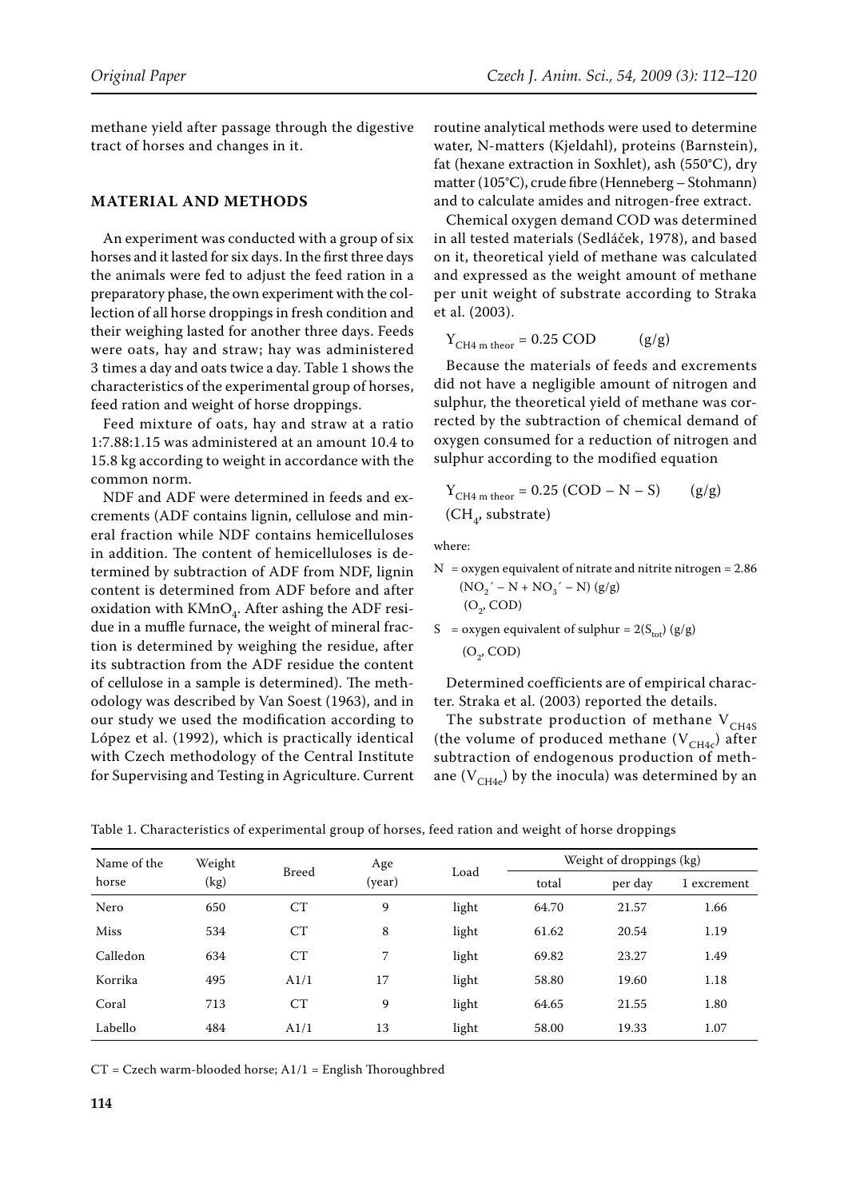methane yield after passage through the digestive tract of horses and changes in it.

## MATERIAL AND METHODS

An experiment was conducted with a group of six horses and it lasted for six days. In the first three days the animals were fed to adjust the feed ration in a preparatory phase, the own experiment with the collection of all horse droppings in fresh condition and their weighing lasted for another three days. Feeds were oats, hay and straw; hay was administered 3 times a day and oats twice a day. Table 1 shows the characteristics of the experimental group of horses, feed ration and weight of horse droppings.

Feed mixture of oats, hay and straw at a ratio 1:7.88:1.15 was administered at an amount 10.4 to 15.8 kg according to weight in accordance with the common norm.

NDF and ADF were determined in feeds and excrements (ADF contains lignin, cellulose and mineral fraction while NDF contains hemicelluloses in addition. The content of hemicelluloses is determined by subtraction of ADF from NDF, lignin content is determined from ADF before and after oxidation with $KMnO_4$. After ashing the ADF residue in a muffle furnace, the weight of mineral fraction is determined by weighing the residue, after its subtraction from the ADF residue the content of cellulose in a sample is determined). The methodology was described by Van Soest (1963), and in our study we used the modification according to López et al. (1992), which is practically identical with Czech methodology of the Central Institute for Supervising and Testing in Agriculture. Current routine analytical methods were used to determine water, N-matters (Kjeldahl), proteins (Barnstein), fat (hexane extraction in Soxhlet), ash (550°C), dry matter (105°C), crude fibre (Henneberg – Stohmann) and to calculate amides and nitrogen-free extract.

Chemical oxygen demand COD was determined in all tested materials (Sedláček, 1978), and based on it, theoretical yield of methane was calculated and expressed as the weight amount of methane per unit weight of substrate according to Straka et al. (2003).

$$Y_{CH4\ m\ theor} = 0.25\ COD \qquad (g/g)$$

Because the materials of feeds and excrements did not have a negligible amount of nitrogen and sulphur, the theoretical yield of methane was corrected by the subtraction of chemical demand of oxygen consumed for a reduction of nitrogen and sulphur according to the modified equation

$$Y_{CH4\ m\ theor} = 0.25\ (COD - N - S) \qquad (g/g)$$
$(CH_4$, substrate)

where:

N = oxygen equivalent of nitrate and nitrite nitrogen = 2.86 $(NO_2{}' - N + NO_3{}' - N)$ (g/g) $(O_2$, COD)

S = oxygen equivalent of sulphur = $2(S_{tot})$ (g/g) $(O_2$, COD)

Determined coefficients are of empirical character. Straka et al. (2003) reported the details.

The substrate production of methane $V_{CH4S}$ (the volume of produced methane ($V_{CH4c}$) after subtraction of endogenous production of methane ($V_{CH4e}$) by the inocula) was determined by an

Table 1. Characteristics of experimental group of horses, feed ration and weight of horse droppings

| Name of the horse | Weight (kg) | Breed | Age (year) | Load | Weight of droppings (kg) | | |
|---|---|---|---|---|---|---|---|
| | | | | | total | per day | 1 excrement |
| Nero | 650 | CT | 9 | light | 64.70 | 21.57 | 1.66 |
| Miss | 534 | CT | 8 | light | 61.62 | 20.54 | 1.19 |
| Calledon | 634 | CT | 7 | light | 69.82 | 23.27 | 1.49 |
| Korrika | 495 | A1/1 | 17 | light | 58.80 | 19.60 | 1.18 |
| Coral | 713 | CT | 9 | light | 64.65 | 21.55 | 1.80 |
| Labello | 484 | A1/1 | 13 | light | 58.00 | 19.33 | 1.07 |

CT = Czech warm-blooded horse; A1/1 = English Thoroughbred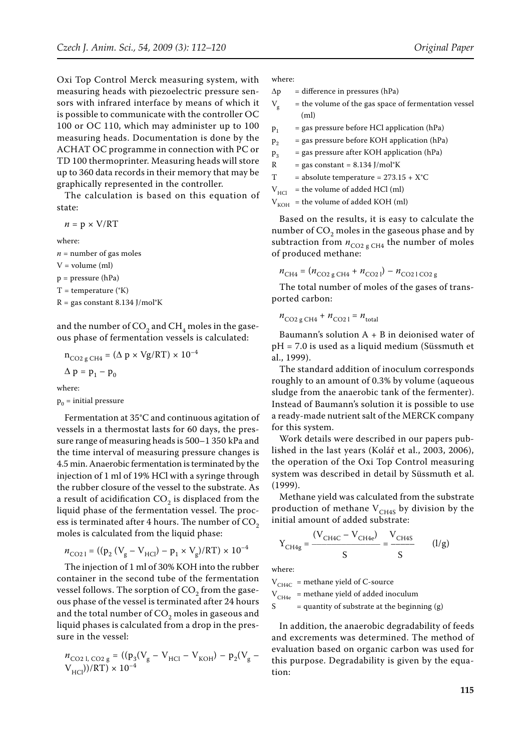Oxi Top Control Merck measuring system, with measuring heads with piezoelectric pressure sensors with infrared interface by means of which it is possible to communicate with the controller OC 100 or OC 110, which may administer up to 100 measuring heads. Documentation is done by the ACHAT OC programme in connection with PC or TD 100 thermoprinter. Measuring heads will store up to 360 data records in their memory that may be graphically represented in the controller.

The calculation is based on this equation of state:

$$n = p \times V/RT$$

where:

$n$ = number of gas moles

V = volume (ml)

p = pressure (hPa)

T = temperature (°K)

R = gas constant 8.134 J/mol°K

and the number of $CO_2$ and $CH_4$ moles in the gaseous phase of fermentation vessels is calculated:

$$n_{CO2\ g\ CH4} = (\Delta p \times Vg/RT) \times 10^{-4}$$

$$\Delta p = p_1 - p_0$$

where:

$p_0$ = initial pressure

Fermentation at 35°C and continuous agitation of vessels in a thermostat lasts for 60 days, the pressure range of measuring heads is 500–1 350 kPa and the time interval of measuring pressure changes is 4.5 min. Anaerobic fermentation is terminated by the injection of 1 ml of 19% HCl with a syringe through the rubber closure of the vessel to the substrate. As a result of acidification $CO_2$ is displaced from the liquid phase of the fermentation vessel. The process is terminated after 4 hours. The number of $CO_2$ moles is calculated from the liquid phase:

$$n_{CO2\ l} = ((p_2\ (V_g - V_{HCl}) - p_1 \times V_g)/RT) \times 10^{-4}$$

The injection of 1 ml of 30% KOH into the rubber container in the second tube of the fermentation vessel follows. The sorption of $CO_2$ from the gaseous phase of the vessel is terminated after 24 hours and the total number of $CO_2$ moles in gaseous and liquid phases is calculated from a drop in the pressure in the vessel:

$$n_{CO2\ l,\ CO2\ g} = ((p_3(V_g - V_{HCl} - V_{KOH}) - p_2(V_g - V_{HCl}))/RT) \times 10^{-4}$$

where:

$\Delta p$ = difference in pressures (hPa)

$V_g$ = the volume of the gas space of fermentation vessel (ml)

$p_1$ = gas pressure before HCl application (hPa)

$p_2$ = gas pressure before KOH application (hPa)

$p_3$ = gas pressure after KOH application (hPa)

R = gas constant = 8.134 J/mol°K

T = absolute temperature = 273.15 + X°C

$V_{HCl}$ = the volume of added HCl (ml)

$V_{KOH}$ = the volume of added KOH (ml)

Based on the results, it is easy to calculate the number of $CO_2$ moles in the gaseous phase and by subtraction from $n_{CO2\ g\ CH4}$ the number of moles of produced methane:

$$n_{CH4} = (n_{CO2\ g\ CH4} + n_{CO2\ l}) - n_{CO2\ l\ CO2\ g}$$

The total number of moles of the gases of transported carbon:

$$n_{CO2\ g\ CH4} + n_{CO2\ l} = n_{total}$$

Baumann's solution A + B in deionised water of pH = 7.0 is used as a liquid medium (Süssmuth et al., 1999).

The standard addition of inoculum corresponds roughly to an amount of 0.3% by volume (aqueous sludge from the anaerobic tank of the fermenter). Instead of Baumann's solution it is possible to use a ready-made nutrient salt of the MERCK company for this system.

Work details were described in our papers published in the last years (Kolář et al., 2003, 2006), the operation of the Oxi Top Control measuring system was described in detail by Süssmuth et al. (1999).

Methane yield was calculated from the substrate production of methane $V_{CH4S}$ by division by the initial amount of added substrate:

$$Y_{CH4g} = \frac{(V_{CH4C} - V_{CH4e})}{S} = \frac{V_{CH4S}}{S} \qquad (l/g)$$

where:

$V_{CH4C}$ = methane yield of C-source

$V_{CH4e}$ = methane yield of added inoculum

S = quantity of substrate at the beginning (g)

In addition, the anaerobic degradability of feeds and excrements was determined. The method of evaluation based on organic carbon was used for this purpose. Degradability is given by the equation: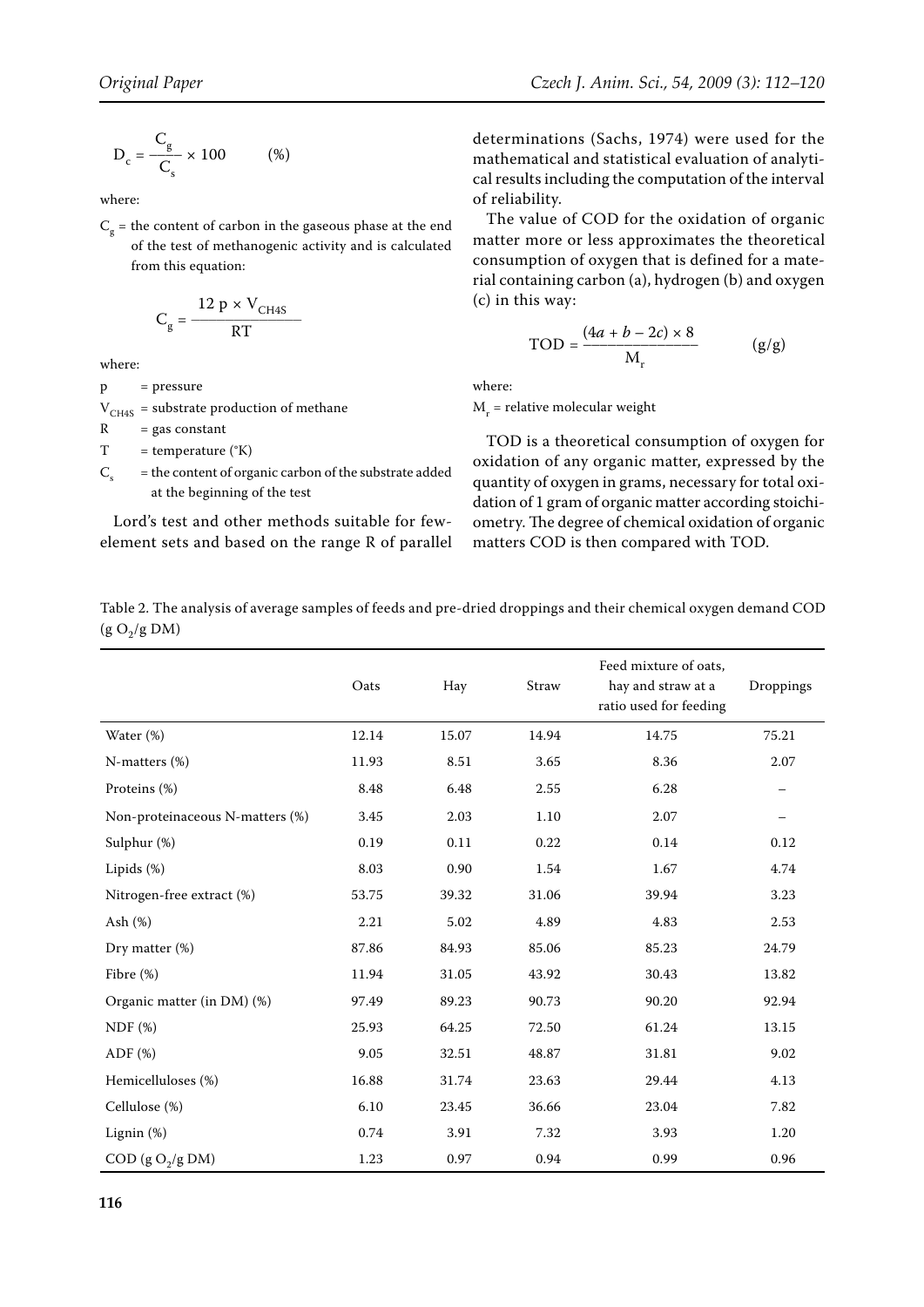$$D_c = \frac{C_g}{C_s} \times 100 \qquad (\%)$$

where:

$C_g$ = the content of carbon in the gaseous phase at the end of the test of methanogenic activity and is calculated from this equation:

$$C_g = \frac{12\ p \times V_{CH4S}}{RT}$$

where:

p = pressure

$V_{CH4S}$ = substrate production of methane

R = gas constant

T = temperature (°K)

$C_s$ = the content of organic carbon of the substrate added at the beginning of the test

Lord's test and other methods suitable for few-element sets and based on the range R of parallel determinations (Sachs, 1974) were used for the mathematical and statistical evaluation of analytical results including the computation of the interval of reliability.

The value of COD for the oxidation of organic matter more or less approximates the theoretical consumption of oxygen that is defined for a material containing carbon (a), hydrogen (b) and oxygen (c) in this way:

$$TOD = \frac{(4a + b - 2c) \times 8}{M_r} \qquad (g/g)$$

where:

$M_r$ = relative molecular weight

TOD is a theoretical consumption of oxygen for oxidation of any organic matter, expressed by the quantity of oxygen in grams, necessary for total oxidation of 1 gram of organic matter according stoichiometry. The degree of chemical oxidation of organic matters COD is then compared with TOD.

Table 2. The analysis of average samples of feeds and pre-dried droppings and their chemical oxygen demand COD ($g\ O_2/g$ DM)

| | Oats | Hay | Straw | Feed mixture of oats, hay and straw at a ratio used for feeding | Droppings |
|---|---|---|---|---|---|
| Water (%) | 12.14 | 15.07 | 14.94 | 14.75 | 75.21 |
| N-matters (%) | 11.93 | 8.51 | 3.65 | 8.36 | 2.07 |
| Proteins (%) | 8.48 | 6.48 | 2.55 | 6.28 | – |
| Non-proteinaceous N-matters (%) | 3.45 | 2.03 | 1.10 | 2.07 | – |
| Sulphur (%) | 0.19 | 0.11 | 0.22 | 0.14 | 0.12 |
| Lipids (%) | 8.03 | 0.90 | 1.54 | 1.67 | 4.74 |
| Nitrogen-free extract (%) | 53.75 | 39.32 | 31.06 | 39.94 | 3.23 |
| Ash (%) | 2.21 | 5.02 | 4.89 | 4.83 | 2.53 |
| Dry matter (%) | 87.86 | 84.93 | 85.06 | 85.23 | 24.79 |
| Fibre (%) | 11.94 | 31.05 | 43.92 | 30.43 | 13.82 |
| Organic matter (in DM) (%) | 97.49 | 89.23 | 90.73 | 90.20 | 92.94 |
| NDF (%) | 25.93 | 64.25 | 72.50 | 61.24 | 13.15 |
| ADF (%) | 9.05 | 32.51 | 48.87 | 31.81 | 9.02 |
| Hemicelluloses (%) | 16.88 | 31.74 | 23.63 | 29.44 | 4.13 |
| Cellulose (%) | 6.10 | 23.45 | 36.66 | 23.04 | 7.82 |
| Lignin (%) | 0.74 | 3.91 | 7.32 | 3.93 | 1.20 |
| COD ($g\ O_2/g$ DM) | 1.23 | 0.97 | 0.94 | 0.99 | 0.96 |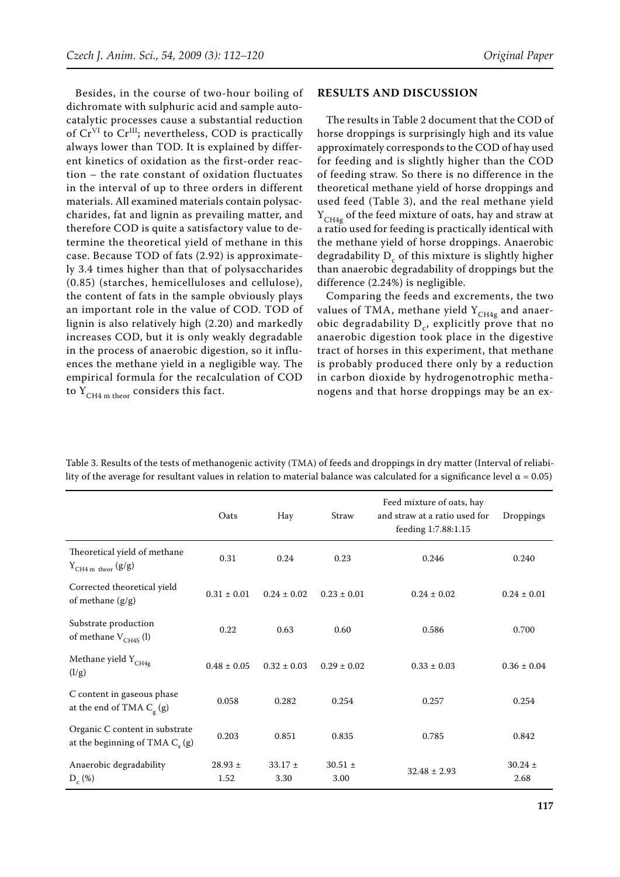Besides, in the course of two-hour boiling of dichromate with sulphuric acid and sample autocatalytic processes cause a substantial reduction of $Cr^{VI}$ to $Cr^{III}$; nevertheless, COD is practically always lower than TOD. It is explained by different kinetics of oxidation as the first-order reaction – the rate constant of oxidation fluctuates in the interval of up to three orders in different materials. All examined materials contain polysaccharides, fat and lignin as prevailing matter, and therefore COD is quite a satisfactory value to determine the theoretical yield of methane in this case. Because TOD of fats (2.92) is approximately 3.4 times higher than that of polysaccharides (0.85) (starches, hemicelluloses and cellulose), the content of fats in the sample obviously plays an important role in the value of COD. TOD of lignin is also relatively high (2.20) and markedly increases COD, but it is only weakly degradable in the process of anaerobic digestion, so it influences the methane yield in a negligible way. The empirical formula for the recalculation of COD to $Y_{CH4\,m\,theor}$ considers this fact.

## RESULTS AND DISCUSSION

The results in Table 2 document that the COD of horse droppings is surprisingly high and its value approximately corresponds to the COD of hay used for feeding and is slightly higher than the COD of feeding straw. So there is no difference in the theoretical methane yield of horse droppings and used feed (Table 3), and the real methane yield $Y_{CH4g}$ of the feed mixture of oats, hay and straw at a ratio used for feeding is practically identical with the methane yield of horse droppings. Anaerobic degradability $D_c$ of this mixture is slightly higher than anaerobic degradability of droppings but the difference (2.24%) is negligible.

Comparing the feeds and excrements, the two values of TMA, methane yield $Y_{CH4g}$ and anaerobic degradability $D_c$, explicitly prove that no anaerobic digestion took place in the digestive tract of horses in this experiment, that methane is probably produced there only by a reduction in carbon dioxide by hydrogenotrophic methanogens and that horse droppings may be an ex-

Table 3. Results of the tests of methanogenic activity (TMA) of feeds and droppings in dry matter (Interval of reliability of the average for resultant values in relation to material balance was calculated for a significance level $\alpha = 0.05$)

| | Oats | Hay | Straw | Feed mixture of oats, hay and straw at a ratio used for feeding 1:7.88:1.15 | Droppings |
|---|---|---|---|---|---|
| Theoretical yield of methane $Y_{CH4\,m\,theor}$ (g/g) | 0.31 | 0.24 | 0.23 | 0.246 | 0.240 |
| Corrected theoretical yield of methane (g/g) | 0.31 ± 0.01 | 0.24 ± 0.02 | 0.23 ± 0.01 | 0.24 ± 0.02 | 0.24 ± 0.01 |
| Substrate production of methane $V_{CH4S}$ (l) | 0.22 | 0.63 | 0.60 | 0.586 | 0.700 |
| Methane yield $Y_{CH4g}$ (l/g) | 0.48 ± 0.05 | 0.32 ± 0.03 | 0.29 ± 0.02 | 0.33 ± 0.03 | 0.36 ± 0.04 |
| C content in gaseous phase at the end of TMA $C_g$ (g) | 0.058 | 0.282 | 0.254 | 0.257 | 0.254 |
| Organic C content in substrate at the beginning of TMA $C_s$ (g) | 0.203 | 0.851 | 0.835 | 0.785 | 0.842 |
| Anaerobic degradability $D_c$ (%) | 28.93 ± 1.52 | 33.17 ± 3.30 | 30.51 ± 3.00 | 32.48 ± 2.93 | 30.24 ± 2.68 |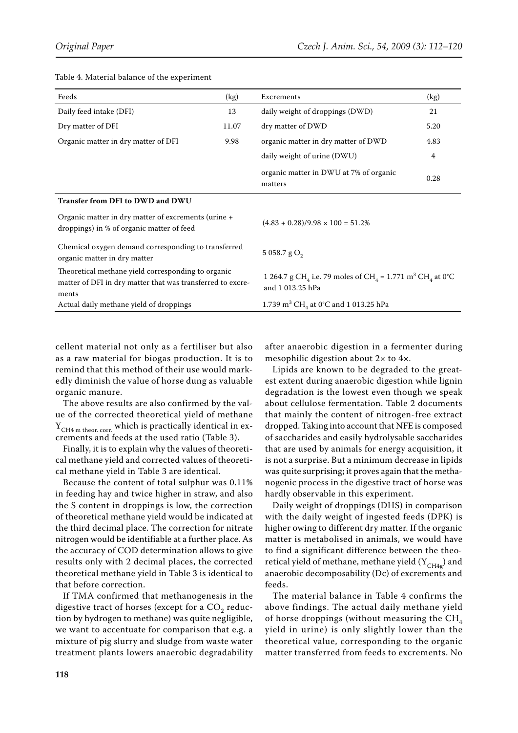Table 4. Material balance of the experiment

| Feeds | (kg) | Excrements | (kg) |
|---|---|---|---|
| Daily feed intake (DFI) | 13 | daily weight of droppings (DWD) | 21 |
| Dry matter of DFI | 11.07 | dry matter of DWD | 5.20 |
| Organic matter in dry matter of DFI | 9.98 | organic matter in dry matter of DWD | 4.83 |
| | | daily weight of urine (DWU) | 4 |
| | | organic matter in DWU at 7% of organic matters | 0.28 |
| **Transfer from DFI to DWD and DWU** | | | |
| Organic matter in dry matter of excrements (urine + droppings) in % of organic matter of feed | | $(4.83 + 0.28)/9.98 \times 100 = 51.2\%$ | |
| Chemical oxygen demand corresponding to transferred organic matter in dry matter | | 5 058.7 g $O_2$ | |
| Theoretical methane yield corresponding to organic matter of DFI in dry matter that was transferred to excrements | | 1 264.7 g $CH_4$ i.e. 79 moles of $CH_4$ = 1.771 $m^3$ $CH_4$ at 0°C and 1 013.25 hPa | |
| Actual daily methane yield of droppings | | 1.739 $m^3$ $CH_4$ at 0°C and 1 013.25 hPa | |

cellent material not only as a fertiliser but also as a raw material for biogas production. It is to remind that this method of their use would markedly diminish the value of horse dung as valuable organic manure.

The above results are also confirmed by the value of the corrected theoretical yield of methane $Y_{CH4\ m\ theor.\ corr.}$ which is practically identical in excrements and feeds at the used ratio (Table 3).

Finally, it is to explain why the values of theoretical methane yield and corrected values of theoretical methane yield in Table 3 are identical.

Because the content of total sulphur was 0.11% in feeding hay and twice higher in straw, and also the S content in droppings is low, the correction of theoretical methane yield would be indicated at the third decimal place. The correction for nitrate nitrogen would be identifiable at a further place. As the accuracy of COD determination allows to give results only with 2 decimal places, the corrected theoretical methane yield in Table 3 is identical to that before correction.

If TMA confirmed that methanogenesis in the digestive tract of horses (except for a $CO_2$ reduction by hydrogen to methane) was quite negligible, we want to accentuate for comparison that e.g. a mixture of pig slurry and sludge from waste water treatment plants lowers anaerobic degradability after anaerobic digestion in a fermenter during mesophilic digestion about 2× to 4×.

Lipids are known to be degraded to the greatest extent during anaerobic digestion while lignin degradation is the lowest even though we speak about cellulose fermentation. Table 2 documents that mainly the content of nitrogen-free extract dropped. Taking into account that NFE is composed of saccharides and easily hydrolysable saccharides that are used by animals for energy acquisition, it is not a surprise. But a minimum decrease in lipids was quite surprising; it proves again that the methanogenic process in the digestive tract of horse was hardly observable in this experiment.

Daily weight of droppings (DHS) in comparison with the daily weight of ingested feeds (DPK) is higher owing to different dry matter. If the organic matter is metabolised in animals, we would have to find a significant difference between the theoretical yield of methane, methane yield ($Y_{CH4g}$) and anaerobic decomposability (Dc) of excrements and feeds.

The material balance in Table 4 confirms the above findings. The actual daily methane yield of horse droppings (without measuring the $CH_4$ yield in urine) is only slightly lower than the theoretical value, corresponding to the organic matter transferred from feeds to excrements. No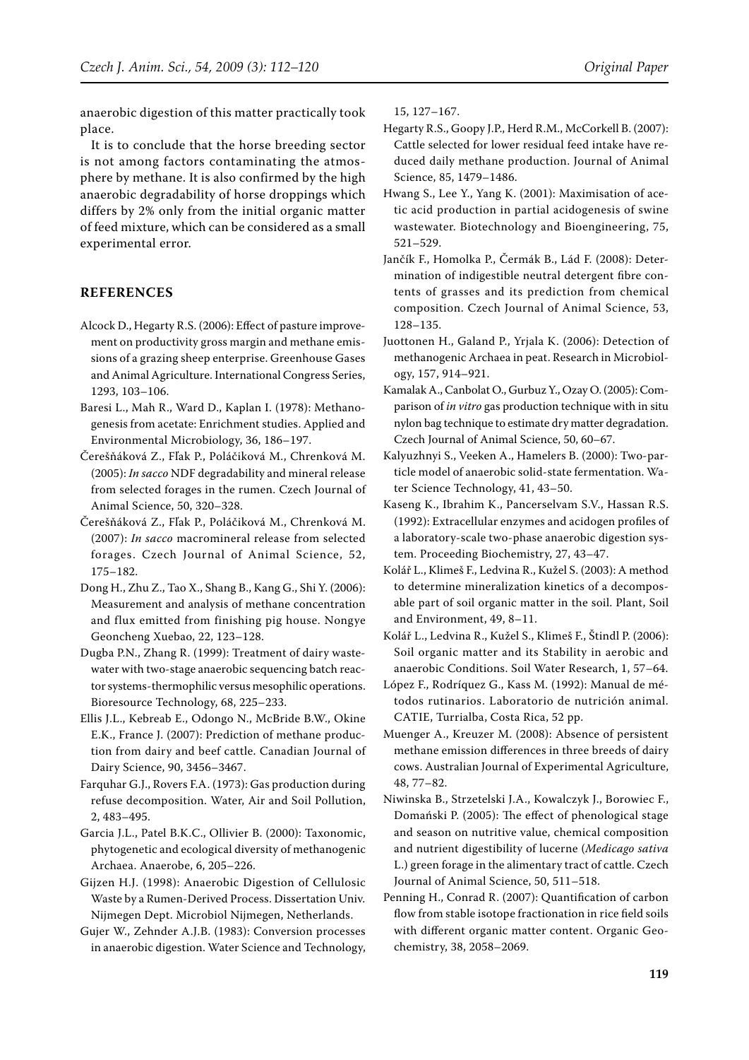anaerobic digestion of this matter practically took place.

It is to conclude that the horse breeding sector is not among factors contaminating the atmosphere by methane. It is also confirmed by the high anaerobic degradability of horse droppings which differs by 2% only from the initial organic matter of feed mixture, which can be considered as a small experimental error.

## REFERENCES

Alcock D., Hegarty R.S. (2006): Effect of pasture improvement on productivity gross margin and methane emissions of a grazing sheep enterprise. Greenhouse Gases and Animal Agriculture. International Congress Series, 1293, 103–106.

Baresi L., Mah R., Ward D., Kaplan I. (1978): Methanogenesis from acetate: Enrichment studies. Applied and Environmental Microbiology, 36, 186–197.

Čerešňáková Z., Fľak P., Poláčiková M., Chrenková M. (2005): *In sacco* NDF degradability and mineral release from selected forages in the rumen. Czech Journal of Animal Science, 50, 320–328.

Čerešňáková Z., Fľak P., Poláčiková M., Chrenková M. (2007): *In sacco* macromineral release from selected forages. Czech Journal of Animal Science, 52, 175–182.

Dong H., Zhu Z., Tao X., Shang B., Kang G., Shi Y. (2006): Measurement and analysis of methane concentration and flux emitted from finishing pig house. Nongye Geoncheng Xuebao, 22, 123–128.

Dugba P.N., Zhang R. (1999): Treatment of dairy wastewater with two-stage anaerobic sequencing batch reactor systems-thermophilic versus mesophilic operations. Bioresource Technology, 68, 225–233.

Ellis J.L., Kebreab E., Odongo N., McBride B.W., Okine E.K., France J. (2007): Prediction of methane production from dairy and beef cattle. Canadian Journal of Dairy Science, 90, 3456–3467.

Farquhar G.J., Rovers F.A. (1973): Gas production during refuse decomposition. Water, Air and Soil Pollution, 2, 483–495.

Garcia J.L., Patel B.K.C., Ollivier B. (2000): Taxonomic, phytogenetic and ecological diversity of methanogenic Archaea. Anaerobe, 6, 205–226.

Gijzen H.J. (1998): Anaerobic Digestion of Cellulosic Waste by a Rumen-Derived Process. Dissertation Univ. Nijmegen Dept. Microbiol Nijmegen, Netherlands.

Gujer W., Zehnder A.J.B. (1983): Conversion processes in anaerobic digestion. Water Science and Technology, 15, 127–167.

Hegarty R.S., Goopy J.P., Herd R.M., McCorkell B. (2007): Cattle selected for lower residual feed intake have reduced daily methane production. Journal of Animal Science, 85, 1479–1486.

Hwang S., Lee Y., Yang K. (2001): Maximisation of acetic acid production in partial acidogenesis of swine wastewater. Biotechnology and Bioengineering, 75, 521–529.

Jančík F., Homolka P., Čermák B., Lád F. (2008): Determination of indigestible neutral detergent fibre contents of grasses and its prediction from chemical composition. Czech Journal of Animal Science, 53, 128–135.

Juottonen H., Galand P., Yrjala K. (2006): Detection of methanogenic Archaea in peat. Research in Microbiology, 157, 914–921.

Kamalak A., Canbolat O., Gurbuz Y., Ozay O. (2005): Comparison of *in vitro* gas production technique with in situ nylon bag technique to estimate dry matter degradation. Czech Journal of Animal Science, 50, 60–67.

Kalyuzhnyi S., Veeken A., Hamelers B. (2000): Two-particle model of anaerobic solid-state fermentation. Water Science Technology, 41, 43–50.

Kaseng K., Ibrahim K., Pancerselvam S.V., Hassan R.S. (1992): Extracellular enzymes and acidogen profiles of a laboratory-scale two-phase anaerobic digestion system. Proceeding Biochemistry, 27, 43–47.

Kolář L., Klimeš F., Ledvina R., Kužel S. (2003): A method to determine mineralization kinetics of a decomposable part of soil organic matter in the soil. Plant, Soil and Environment, 49, 8–11.

Kolář L., Ledvina R., Kužel S., Klimeš F., Štindl P. (2006): Soil organic matter and its Stability in aerobic and anaerobic Conditions. Soil Water Research, 1, 57–64.

López F., Rodríquez G., Kass M. (1992): Manual de métodos rutinarios. Laboratorio de nutrición animal. CATIE, Turrialba, Costa Rica, 52 pp.

Muenger A., Kreuzer M. (2008): Absence of persistent methane emission differences in three breeds of dairy cows. Australian Journal of Experimental Agriculture, 48, 77–82.

Niwinska B., Strzetelski J.A., Kowalczyk J., Borowiec F., Domański P. (2005): The effect of phenological stage and season on nutritive value, chemical composition and nutrient digestibility of lucerne (*Medicago sativa* L.) green forage in the alimentary tract of cattle. Czech Journal of Animal Science, 50, 511–518.

Penning H., Conrad R. (2007): Quantification of carbon flow from stable isotope fractionation in rice field soils with different organic matter content. Organic Geochemistry, 38, 2058–2069.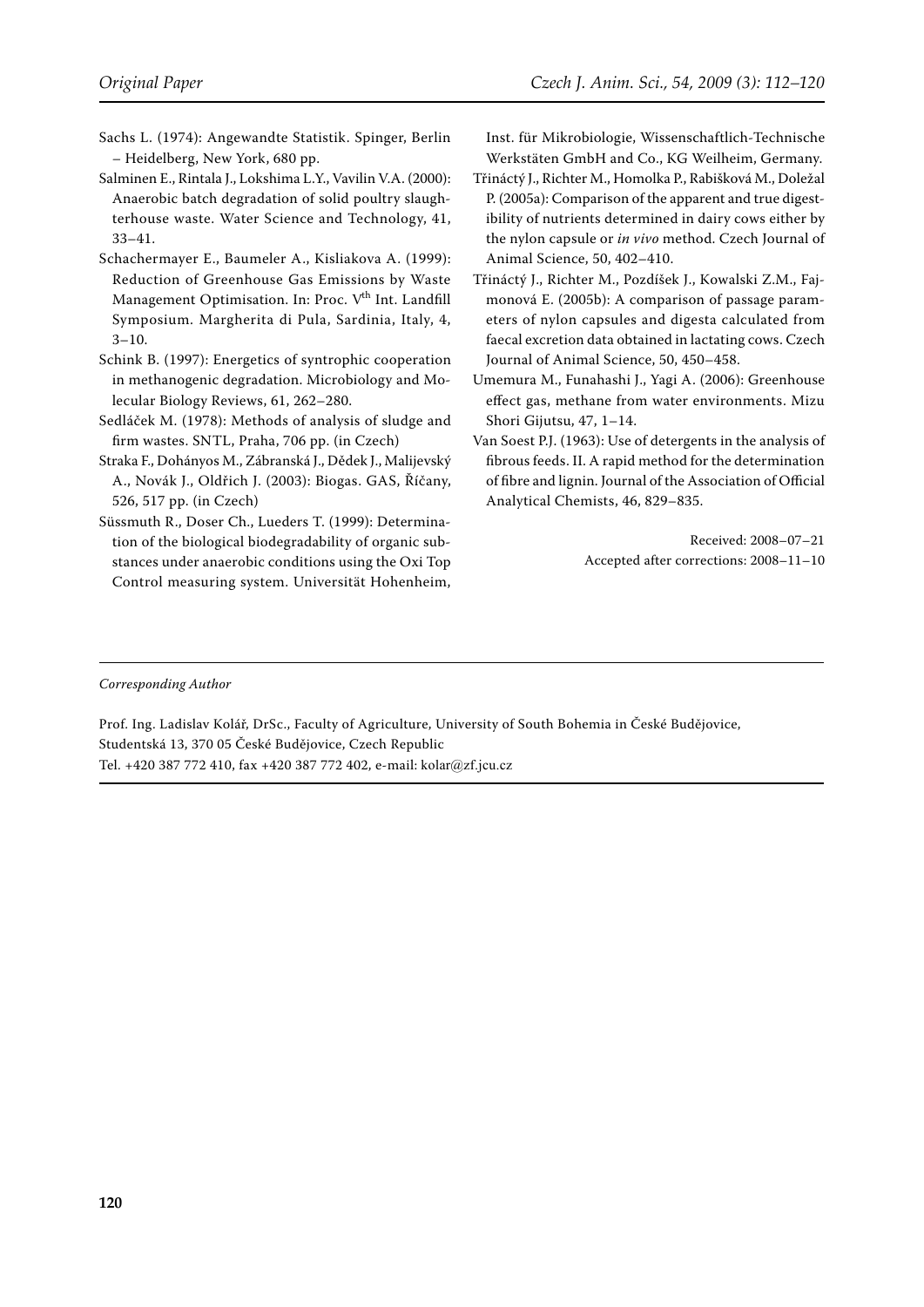Sachs L. (1974): Angewandte Statistik. Spinger, Berlin – Heidelberg, New York, 680 pp.

Salminen E., Rintala J., Lokshima L.Y., Vavilin V.A. (2000): Anaerobic batch degradation of solid poultry slaughterhouse waste. Water Science and Technology, 41, 33–41.

Schachermayer E., Baumeler A., Kisliakova A. (1999): Reduction of Greenhouse Gas Emissions by Waste Management Optimisation. In: Proc. V[th] Int. Landfill Symposium. Margherita di Pula, Sardinia, Italy, 4, 3–10.

Schink B. (1997): Energetics of syntrophic cooperation in methanogenic degradation. Microbiology and Molecular Biology Reviews, 61, 262–280.

Sedláček M. (1978): Methods of analysis of sludge and firm wastes. SNTL, Praha, 706 pp. (in Czech)

Straka F., Dohányos M., Zábranská J., Dědek J., Malijevský A., Novák J., Oldřich J. (2003): Biogas. GAS, Říčany, 526, 517 pp. (in Czech)

Süssmuth R., Doser Ch., Lueders T. (1999): Determination of the biological biodegradability of organic substances under anaerobic conditions using the Oxi Top Control measuring system. Universität Hohenheim, Inst. für Mikrobiologie, Wissenschaftlich-Technische Werkstäten GmbH and Co., KG Weilheim, Germany.

Třináctý J., Richter M., Homolka P., Rabišková M., Doležal P. (2005a): Comparison of the apparent and true digestibility of nutrients determined in dairy cows either by the nylon capsule or *in vivo* method. Czech Journal of Animal Science, 50, 402–410.

Třináctý J., Richter M., Pozdíšek J., Kowalski Z.M., Fajmonová E. (2005b): A comparison of passage parameters of nylon capsules and digesta calculated from faecal excretion data obtained in lactating cows. Czech Journal of Animal Science, 50, 450–458.

Umemura M., Funahashi J., Yagi A. (2006): Greenhouse effect gas, methane from water environments. Mizu Shori Gijutsu, 47, 1–14.

Van Soest P.J. (1963): Use of detergents in the analysis of fibrous feeds. II. A rapid method for the determination of fibre and lignin. Journal of the Association of Official Analytical Chemists, 46, 829–835.

Received: 2008–07–21
Accepted after corrections: 2008–11–10

*Corresponding Author*

Prof. Ing. Ladislav Kolář, DrSc., Faculty of Agriculture, University of South Bohemia in České Budějovice, Studentská 13, 370 05 České Budějovice, Czech Republic
Tel. +420 387 772 410, fax +420 387 772 402, e-mail: kolar@zf.jcu.cz